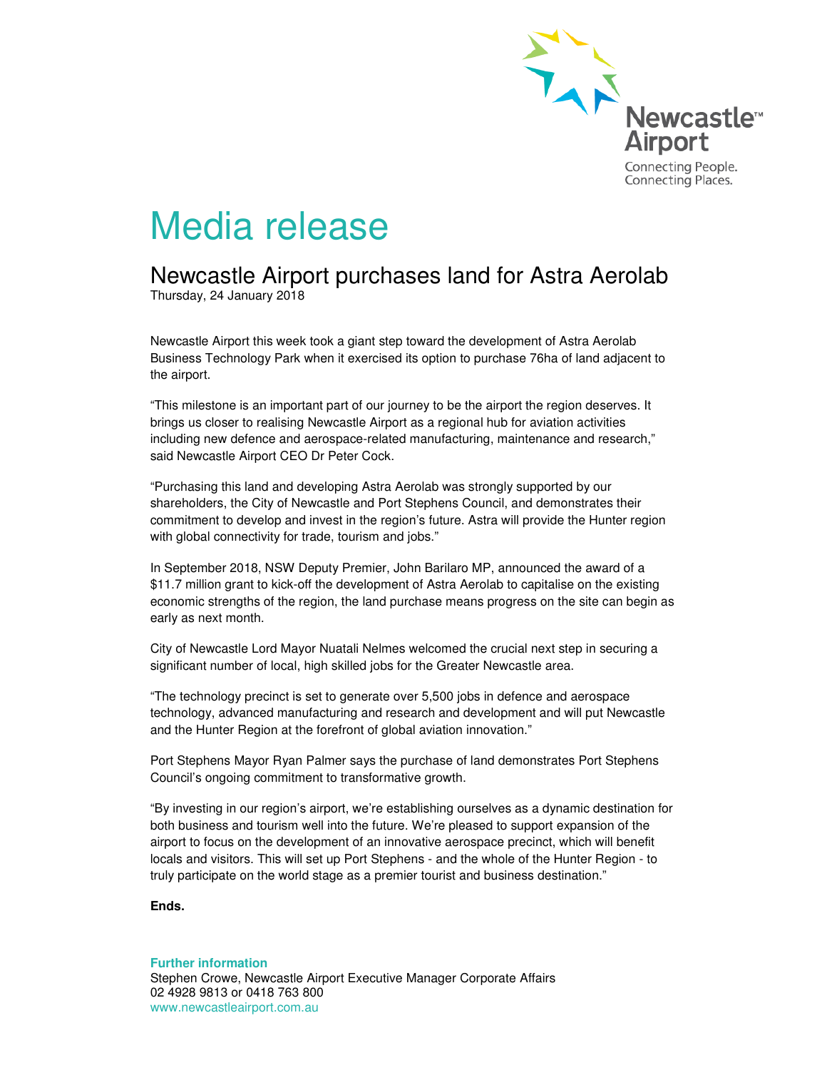Newcastle™ Airport

Connecting People.
Connecting Places.

# Media release

## Newcastle Airport purchases land for Astra Aerolab

Thursday, 24 January 2018

Newcastle Airport this week took a giant step toward the development of Astra Aerolab Business Technology Park when it exercised its option to purchase 76ha of land adjacent to the airport.

"This milestone is an important part of our journey to be the airport the region deserves. It brings us closer to realising Newcastle Airport as a regional hub for aviation activities including new defence and aerospace-related manufacturing, maintenance and research," said Newcastle Airport CEO Dr Peter Cock.

"Purchasing this land and developing Astra Aerolab was strongly supported by our shareholders, the City of Newcastle and Port Stephens Council, and demonstrates their commitment to develop and invest in the region's future. Astra will provide the Hunter region with global connectivity for trade, tourism and jobs."

In September 2018, NSW Deputy Premier, John Barilaro MP, announced the award of a $11.7 million grant to kick-off the development of Astra Aerolab to capitalise on the existing economic strengths of the region, the land purchase means progress on the site can begin as early as next month.

City of Newcastle Lord Mayor Nuatali Nelmes welcomed the crucial next step in securing a significant number of local, high skilled jobs for the Greater Newcastle area.

"The technology precinct is set to generate over 5,500 jobs in defence and aerospace technology, advanced manufacturing and research and development and will put Newcastle and the Hunter Region at the forefront of global aviation innovation."

Port Stephens Mayor Ryan Palmer says the purchase of land demonstrates Port Stephens Council's ongoing commitment to transformative growth.

"By investing in our region's airport, we're establishing ourselves as a dynamic destination for both business and tourism well into the future. We're pleased to support expansion of the airport to focus on the development of an innovative aerospace precinct, which will benefit locals and visitors. This will set up Port Stephens - and the whole of the Hunter Region - to truly participate on the world stage as a premier tourist and business destination."

**Ends.**

**Further information**

Stephen Crowe, Newcastle Airport Executive Manager Corporate Affairs
02 4928 9813 or 0418 763 800
www.newcastleairport.com.au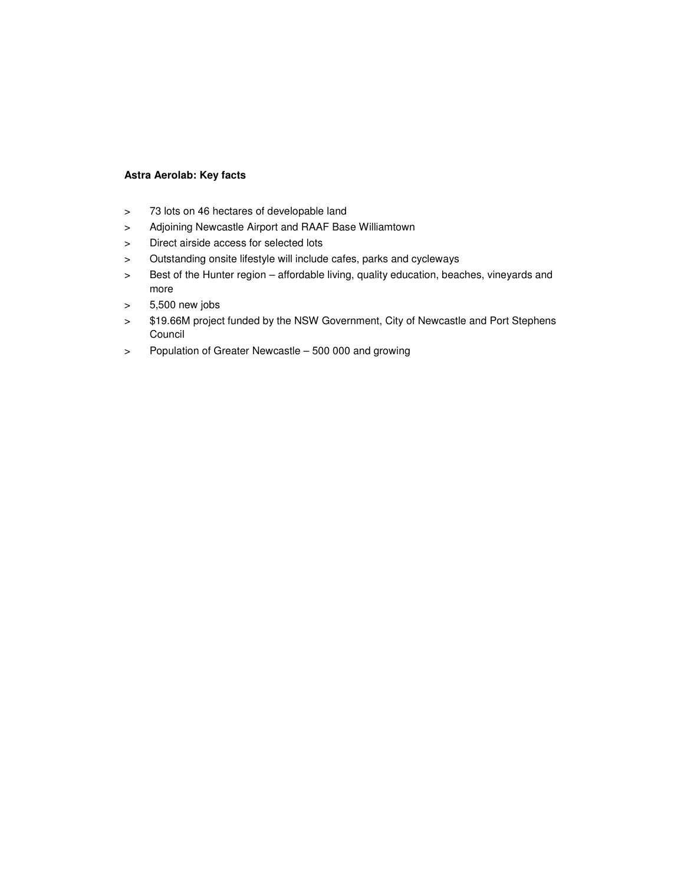**Astra Aerolab: Key facts**

- 73 lots on 46 hectares of developable land
- Adjoining Newcastle Airport and RAAF Base Williamtown
- Direct airside access for selected lots
- Outstanding onsite lifestyle will include cafes, parks and cycleways
- Best of the Hunter region – affordable living, quality education, beaches, vineyards and more
- 5,500 new jobs
- $19.66M project funded by the NSW Government, City of Newcastle and Port Stephens Council
- Population of Greater Newcastle – 500 000 and growing